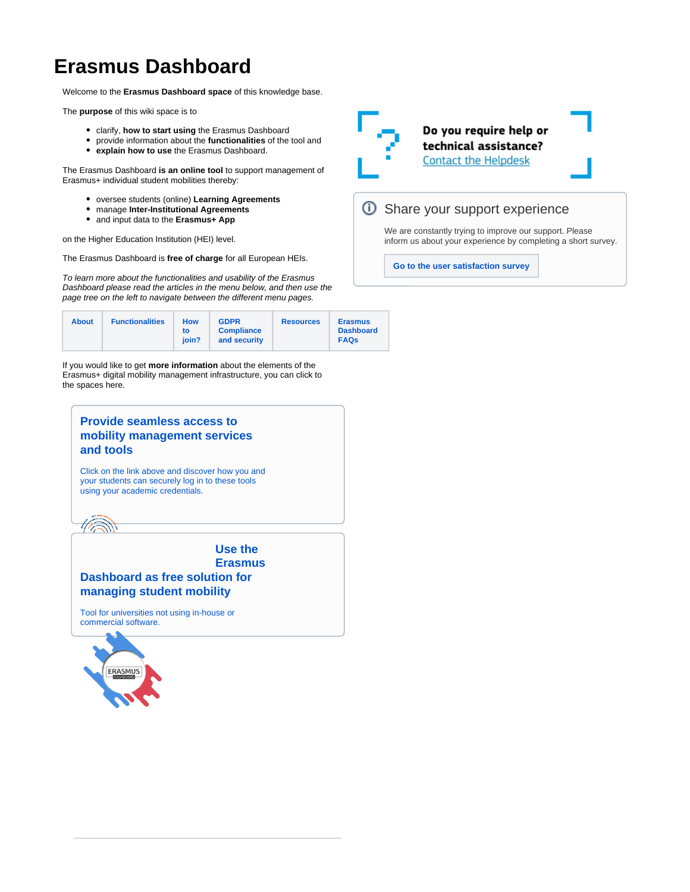# Erasmus Dashboard

Welcome to the **Erasmus Dashboard space** of this knowledge base.

The **purpose** of this wiki space is to

- clarify, **how to start using** the Erasmus Dashboard
- provide information about the **functionalities** of the tool and
- **explain how to use** the Erasmus Dashboard.

The Erasmus Dashboard **is an online tool** to support management of Erasmus+ individual student mobilities thereby:

- oversee students (online) **Learning Agreements**
- manage **Inter-Institutional Agreements**
- and input data to the **Erasmus+ App**

on the Higher Education Institution (HEI) level.

The Erasmus Dashboard is **free of charge** for all European HEIs.

*To learn more about the functionalities and usability of the Erasmus Dashboard please read the articles in the menu below, and then use the page tree on the left to navigate between the different menu pages.*

| About | Functionalities | How to join? | GDPR Compliance and security | Resources | Erasmus Dashboard FAQs |
|---|---|---|---|---|---|

If you would like to get **more information** about the elements of the Erasmus+ digital mobility management infrastructure, you can click to the spaces here.

**Provide seamless access to mobility management services and tools**

Click on the link above and discover how you and your students can securely log in to these tools using your academic credentials.

**Use the Erasmus Dashboard as free solution for managing student mobility**

Tool for universities not using in-house or commercial software.

**Do you require help or technical assistance?**
Contact the Helpdesk

## Share your support experience

We are constantly trying to improve our support. Please inform us about your experience by completing a short survey.

**Go to the user satisfaction survey**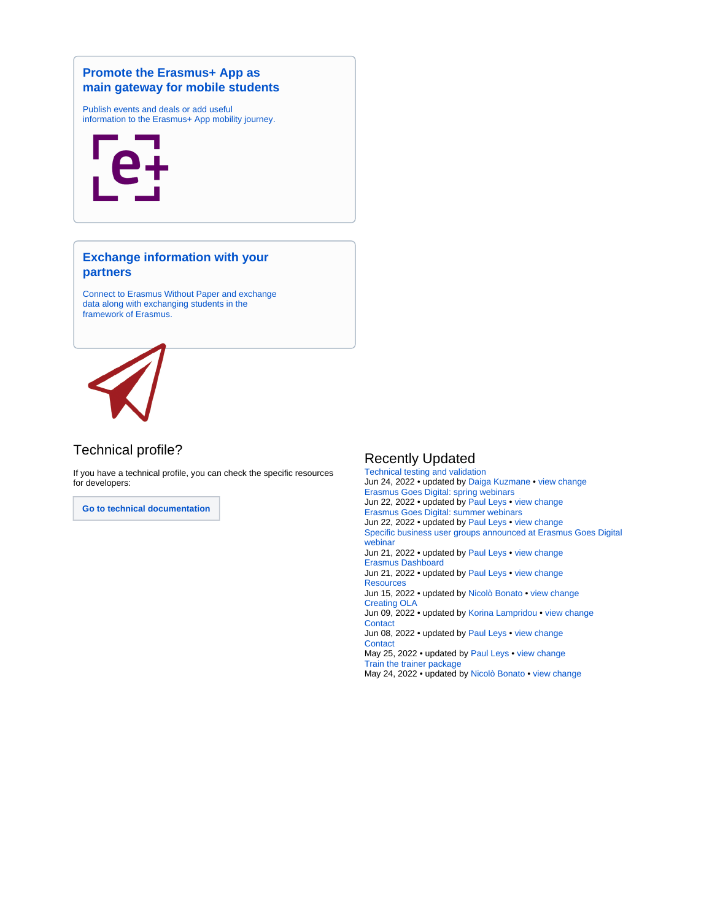### Promote the Erasmus+ App as main gateway for mobile students

Publish events and deals or add useful information to the Erasmus+ App mobility journey.

### Exchange information with your partners

Connect to Erasmus Without Paper and exchange data along with exchanging students in the framework of Erasmus.

## Technical profile?

If you have a technical profile, you can check the specific resources for developers:

**Go to technical documentation**

## Recently Updated

Technical testing and validation
Jun 24, 2022 • updated by Daiga Kuzmane • view change

Erasmus Goes Digital: spring webinars
Jun 22, 2022 • updated by Paul Leys • view change

Erasmus Goes Digital: summer webinars
Jun 22, 2022 • updated by Paul Leys • view change

Specific business user groups announced at Erasmus Goes Digital webinar
Jun 21, 2022 • updated by Paul Leys • view change

Erasmus Dashboard
Jun 21, 2022 • updated by Paul Leys • view change

Resources
Jun 15, 2022 • updated by Nicolò Bonato • view change

Creating OLA
Jun 09, 2022 • updated by Korina Lampridou • view change

Contact
Jun 08, 2022 • updated by Paul Leys • view change

Contact
May 25, 2022 • updated by Paul Leys • view change

Train the trainer package
May 24, 2022 • updated by Nicolò Bonato • view change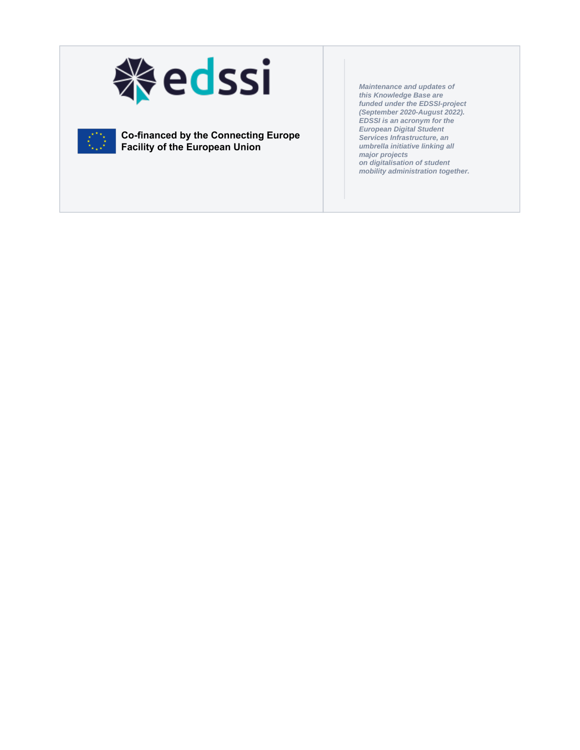edssi

Co-financed by the Connecting Europe Facility of the European Union

*Maintenance and updates of this Knowledge Base are funded under the EDSSI-project (September 2020-August 2022). EDSSI is an acronym for the European Digital Student Services Infrastructure, an umbrella initiative linking all major projects on digitalisation of student mobility administration together.*